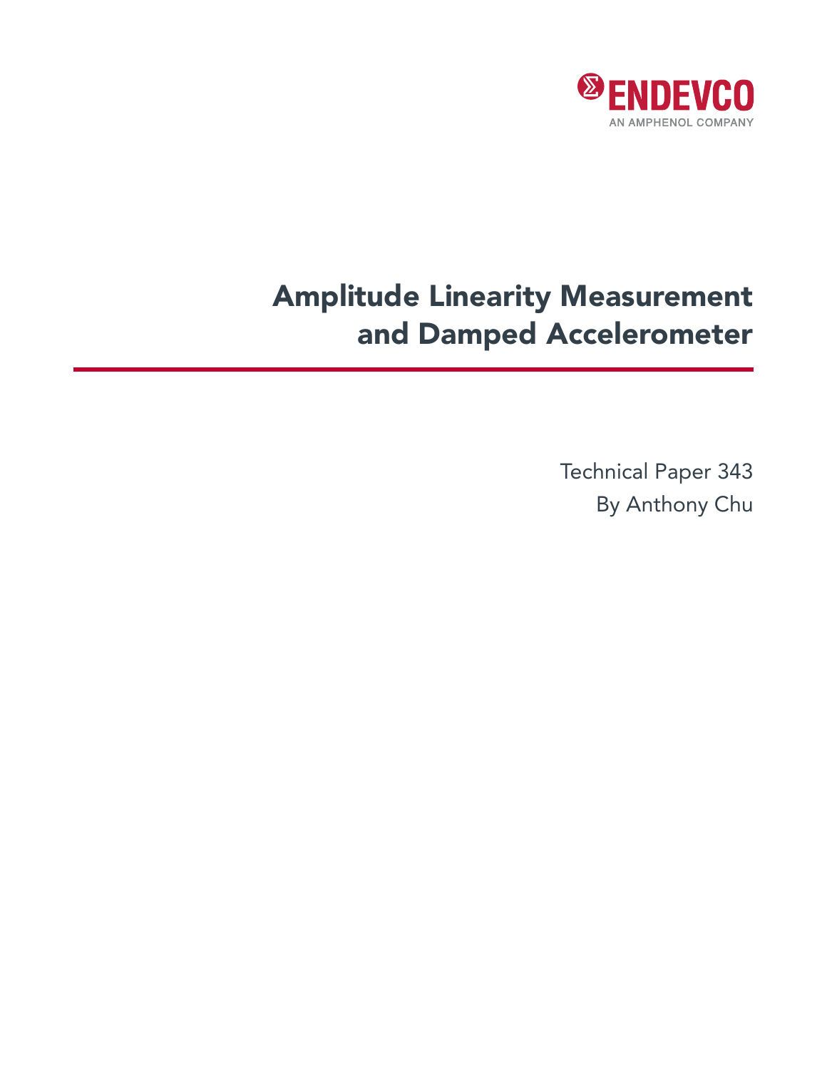ENDEVCO

AN AMPHENOL COMPANY

# Amplitude Linearity Measurement and Damped Accelerometer

Technical Paper 343

By Anthony Chu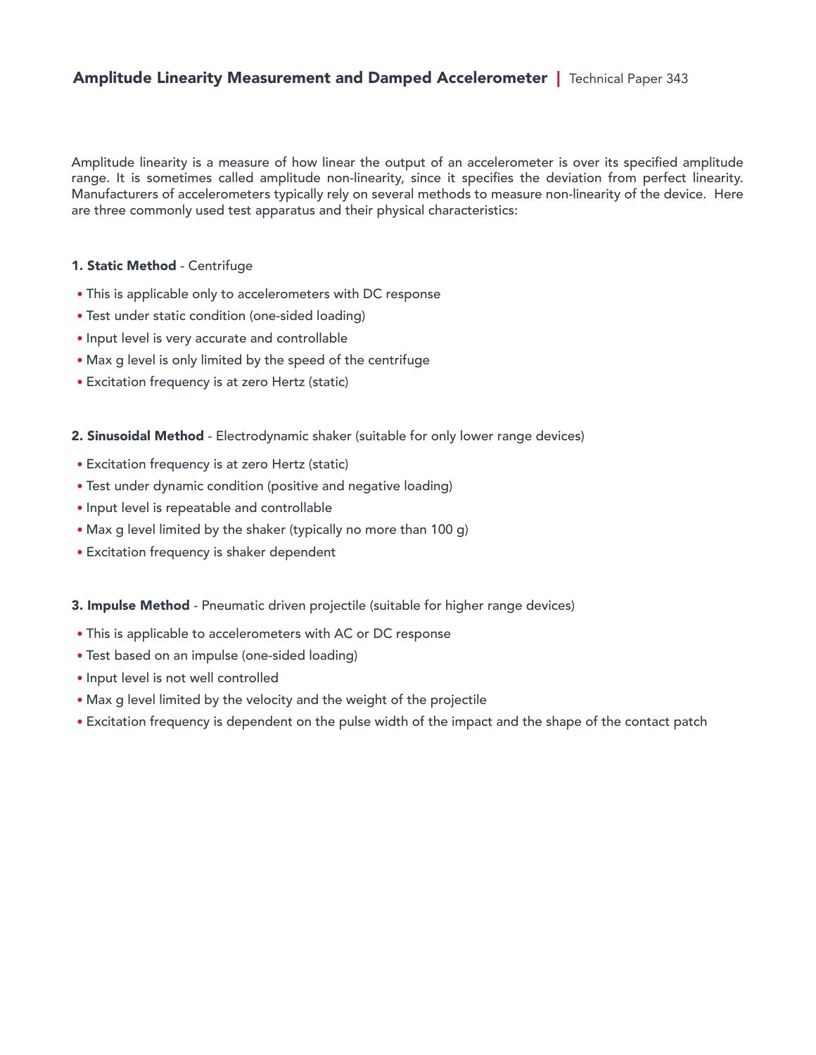Amplitude linearity is a measure of how linear the output of an accelerometer is over its specified amplitude range. It is sometimes called amplitude non-linearity, since it specifies the deviation from perfect linearity. Manufacturers of accelerometers typically rely on several methods to measure non-linearity of the device. Here are three commonly used test apparatus and their physical characteristics:

**1. Static Method** - Centrifuge

- This is applicable only to accelerometers with DC response
- Test under static condition (one-sided loading)
- Input level is very accurate and controllable
- Max g level is only limited by the speed of the centrifuge
- Excitation frequency is at zero Hertz (static)

**2. Sinusoidal Method** - Electrodynamic shaker (suitable for only lower range devices)

- Excitation frequency is at zero Hertz (static)
- Test under dynamic condition (positive and negative loading)
- Input level is repeatable and controllable
- Max g level limited by the shaker (typically no more than 100 g)
- Excitation frequency is shaker dependent

**3. Impulse Method** - Pneumatic driven projectile (suitable for higher range devices)

- This is applicable to accelerometers with AC or DC response
- Test based on an impulse (one-sided loading)
- Input level is not well controlled
- Max g level limited by the velocity and the weight of the projectile
- Excitation frequency is dependent on the pulse width of the impact and the shape of the contact patch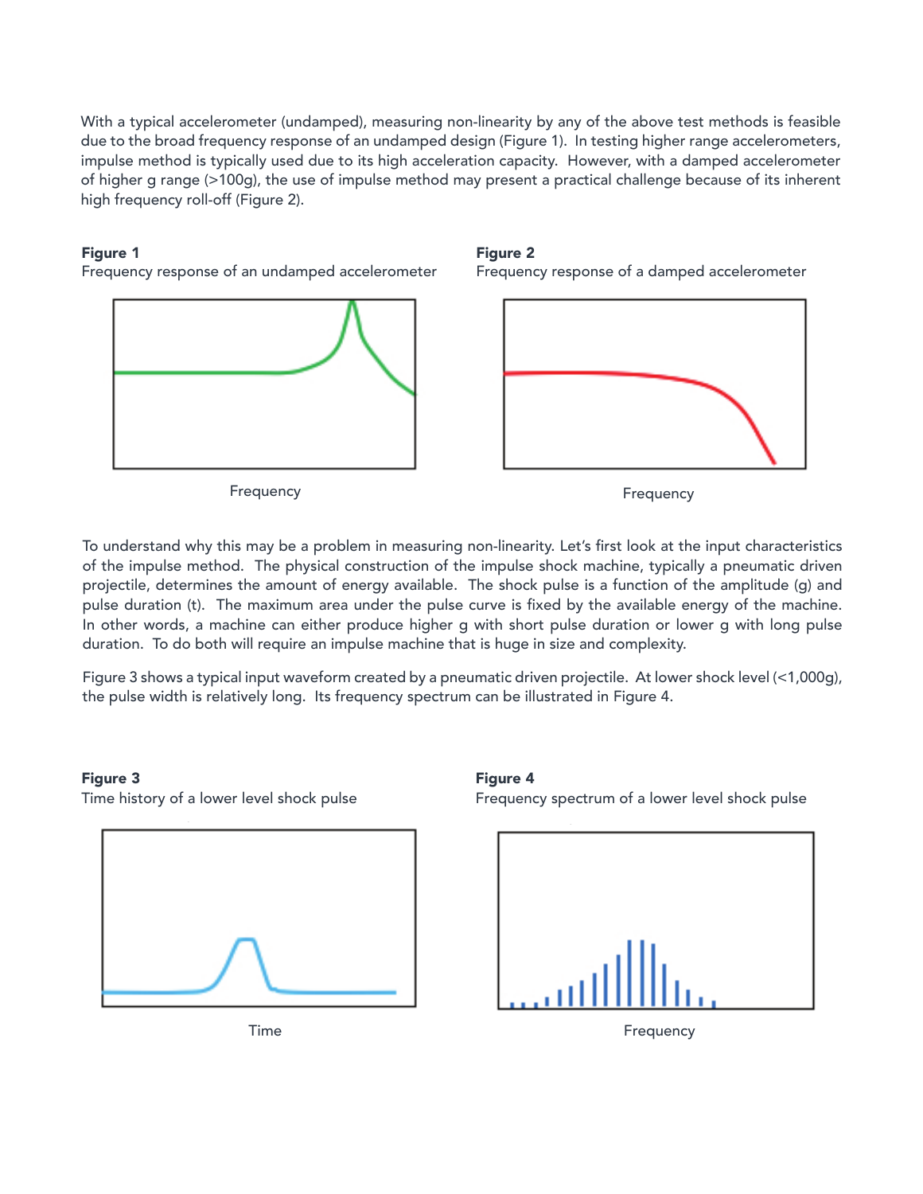With a typical accelerometer (undamped), measuring non-linearity by any of the above test methods is feasible due to the broad frequency response of an undamped design (Figure 1). In testing higher range accelerometers, impulse method is typically used due to its high acceleration capacity. However, with a damped accelerometer of higher g range (>100g), the use of impulse method may present a practical challenge because of its inherent high frequency roll-off (Figure 2).

**Figure 1**
Frequency response of an undamped accelerometer

Frequency

**Figure 2**
Frequency response of a damped accelerometer

Frequency

To understand why this may be a problem in measuring non-linearity. Let's first look at the input characteristics of the impulse method. The physical construction of the impulse shock machine, typically a pneumatic driven projectile, determines the amount of energy available. The shock pulse is a function of the amplitude (g) and pulse duration (t). The maximum area under the pulse curve is fixed by the available energy of the machine. In other words, a machine can either produce higher g with short pulse duration or lower g with long pulse duration. To do both will require an impulse machine that is huge in size and complexity.

Figure 3 shows a typical input waveform created by a pneumatic driven projectile. At lower shock level (<1,000g), the pulse width is relatively long. Its frequency spectrum can be illustrated in Figure 4.

**Figure 3**
Time history of a lower level shock pulse

Time

**Figure 4**
Frequency spectrum of a lower level shock pulse

Frequency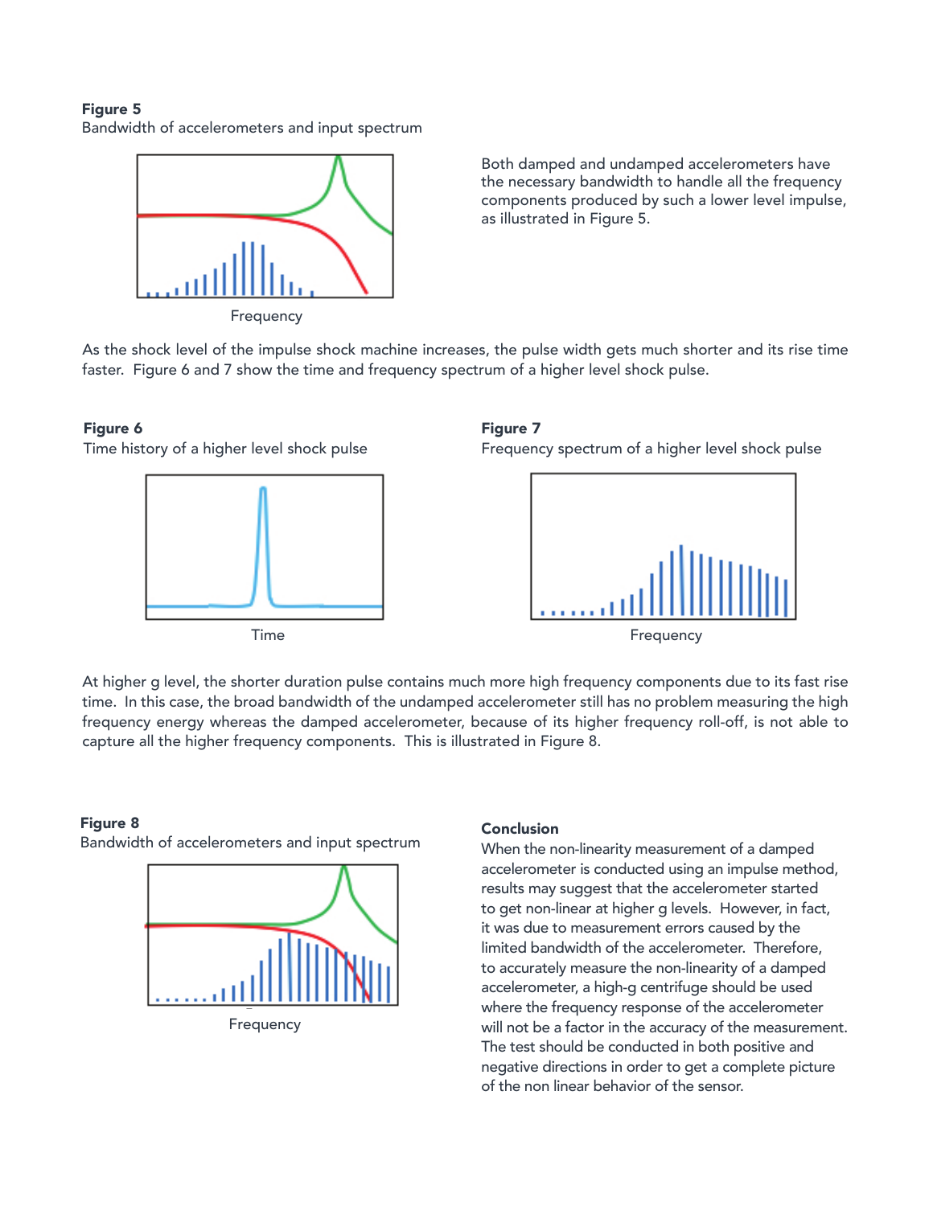**Figure 5**
Bandwidth of accelerometers and input spectrum

Frequency

Both damped and undamped accelerometers have the necessary bandwidth to handle all the frequency components produced by such a lower level impulse, as illustrated in Figure 5.

As the shock level of the impulse shock machine increases, the pulse width gets much shorter and its rise time faster. Figure 6 and 7 show the time and frequency spectrum of a higher level shock pulse.

**Figure 6**
Time history of a higher level shock pulse

Time

**Figure 7**
Frequency spectrum of a higher level shock pulse

Frequency

At higher g level, the shorter duration pulse contains much more high frequency components due to its fast rise time. In this case, the broad bandwidth of the undamped accelerometer still has no problem measuring the high frequency energy whereas the damped accelerometer, because of its higher frequency roll-off, is not able to capture all the higher frequency components. This is illustrated in Figure 8.

**Figure 8**
Bandwidth of accelerometers and input spectrum

Frequency

**Conclusion**

When the non-linearity measurement of a damped accelerometer is conducted using an impulse method, results may suggest that the accelerometer started to get non-linear at higher g levels. However, in fact, it was due to measurement errors caused by the limited bandwidth of the accelerometer. Therefore, to accurately measure the non-linearity of a damped accelerometer, a high-g centrifuge should be used where the frequency response of the accelerometer will not be a factor in the accuracy of the measurement. The test should be conducted in both positive and negative directions in order to get a complete picture of the non linear behavior of the sensor.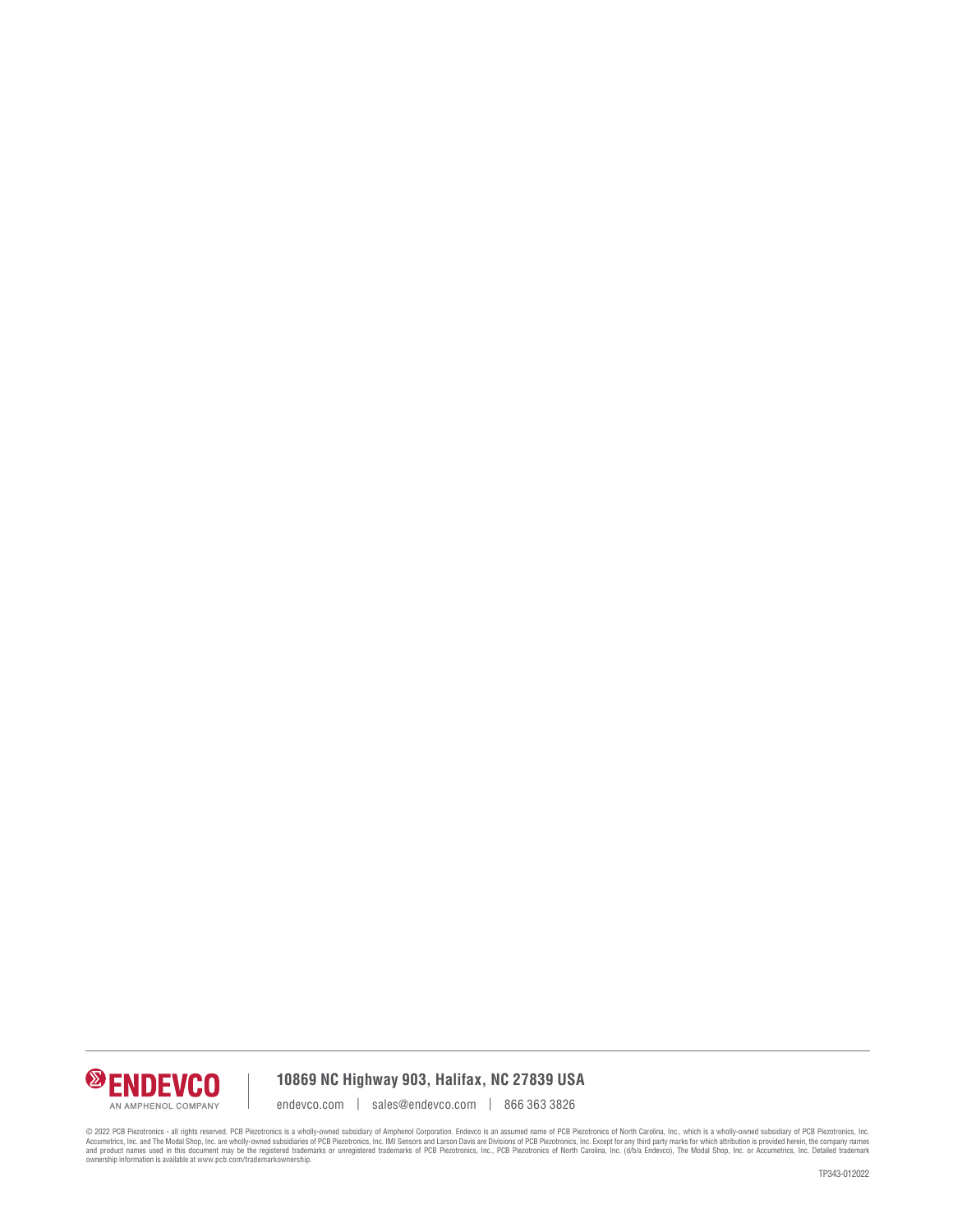**ENDEVCO**
AN AMPHENOL COMPANY

**10869 NC Highway 903, Halifax, NC 27839 USA**

endevco.com | sales@endevco.com | 866 363 3826

© 2022 PCB Piezotronics - all rights reserved. PCB Piezotronics is a wholly-owned subsidiary of Amphenol Corporation. Endevco is an assumed name of PCB Piezotronics of North Carolina, Inc., which is a wholly-owned subsidiary of PCB Piezotronics, Inc. Accumetrics, Inc. and The Modal Shop, Inc. are wholly-owned subsidiaries of PCB Piezotronics, Inc. IMI Sensors and Larson Davis are Divisions of PCB Piezotronics, Inc. Except for any third party marks for which attribution is provided herein, the company names and product names used in this document may be the registered trademarks or unregistered trademarks of PCB Piezotronics, Inc., PCB Piezotronics of North Carolina, Inc. (d/b/a Endevco), The Modal Shop, Inc. or Accumetrics, Inc. Detailed trademark ownership information is available at www.pcb.com/trademarkownership.

TP343-012022